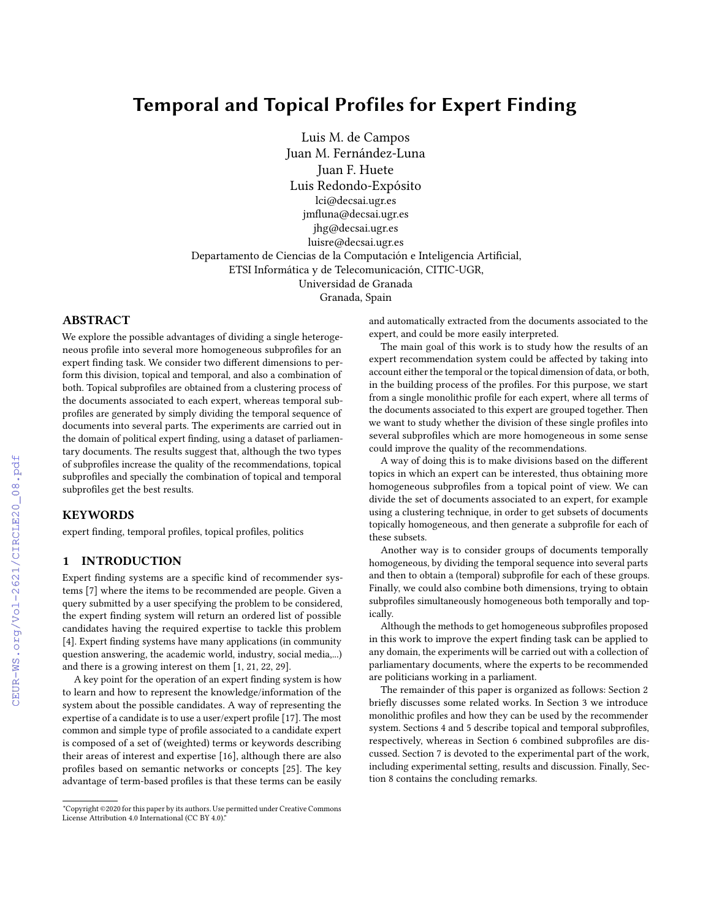# Temporal and Topical Profiles for Expert Finding

Luis M. de Campos
Juan M. Fernández-Luna
Juan F. Huete
Luis Redondo-Expósito

lci@decsai.ugr.es
jmfluna@decsai.ugr.es
jhg@decsai.ugr.es
luisre@decsai.ugr.es

Departamento de Ciencias de la Computación e Inteligencia Artificial,
ETSI Informática y de Telecomunicación, CITIC-UGR,
Universidad de Granada
Granada, Spain

## ABSTRACT

We explore the possible advantages of dividing a single heterogeneous profile into several more homogeneous subprofiles for an expert finding task. We consider two different dimensions to perform this division, topical and temporal, and also a combination of both. Topical subprofiles are obtained from a clustering process of the documents associated to each expert, whereas temporal subprofiles are generated by simply dividing the temporal sequence of documents into several parts. The experiments are carried out in the domain of political expert finding, using a dataset of parliamentary documents. The results suggest that, although the two types of subprofiles increase the quality of the recommendations, topical subprofiles and specially the combination of topical and temporal subprofiles get the best results.

## KEYWORDS

expert finding, temporal profiles, topical profiles, politics

## 1 INTRODUCTION

Expert finding systems are a specific kind of recommender systems [7] where the items to be recommended are people. Given a query submitted by a user specifying the problem to be considered, the expert finding system will return an ordered list of possible candidates having the required expertise to tackle this problem [4]. Expert finding systems have many applications (in community question answering, the academic world, industry, social media,...) and there is a growing interest on them [1, 21, 22, 29].

A key point for the operation of an expert finding system is how to learn and how to represent the knowledge/information of the system about the possible candidates. A way of representing the expertise of a candidate is to use a user/expert profile [17]. The most common and simple type of profile associated to a candidate expert is composed of a set of (weighted) terms or keywords describing their areas of interest and expertise [16], although there are also profiles based on semantic networks or concepts [25]. The key advantage of term-based profiles is that these terms can be easily and automatically extracted from the documents associated to the expert, and could be more easily interpreted.

The main goal of this work is to study how the results of an expert recommendation system could be affected by taking into account either the temporal or the topical dimension of data, or both, in the building process of the profiles. For this purpose, we start from a single monolithic profile for each expert, where all terms of the documents associated to this expert are grouped together. Then we want to study whether the division of these single profiles into several subprofiles which are more homogeneous in some sense could improve the quality of the recommendations.

A way of doing this is to make divisions based on the different topics in which an expert can be interested, thus obtaining more homogeneous subprofiles from a topical point of view. We can divide the set of documents associated to an expert, for example using a clustering technique, in order to get subsets of documents topically homogeneous, and then generate a subprofile for each of these subsets.

Another way is to consider groups of documents temporally homogeneous, by dividing the temporal sequence into several parts and then to obtain a (temporal) subprofile for each of these groups. Finally, we could also combine both dimensions, trying to obtain subprofiles simultaneously homogeneous both temporally and topically.

Although the methods to get homogeneous subprofiles proposed in this work to improve the expert finding task can be applied to any domain, the experiments will be carried out with a collection of parliamentary documents, where the experts to be recommended are politicians working in a parliament.

The remainder of this paper is organized as follows: Section 2 briefly discusses some related works. In Section 3 we introduce monolithic profiles and how they can be used by the recommender system. Sections 4 and 5 describe topical and temporal subprofiles, respectively, whereas in Section 6 combined subprofiles are discussed. Section 7 is devoted to the experimental part of the work, including experimental setting, results and discussion. Finally, Section 8 contains the concluding remarks.

"Copyright ©2020 for this paper by its authors. Use permitted under Creative Commons License Attribution 4.0 International (CC BY 4.0)."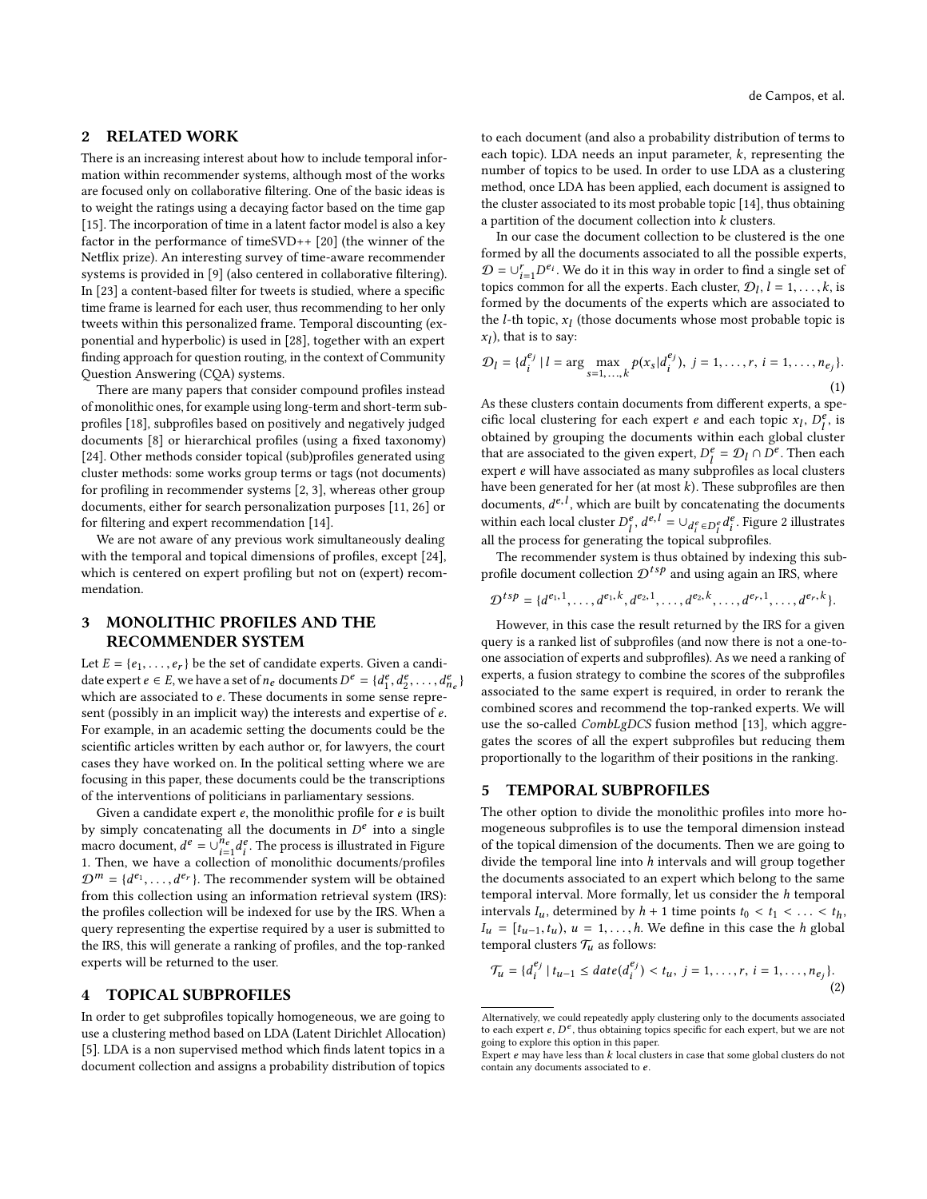## 2 RELATED WORK

There is an increasing interest about how to include temporal information within recommender systems, although most of the works are focused only on collaborative filtering. One of the basic ideas is to weight the ratings using a decaying factor based on the time gap [15]. The incorporation of time in a latent factor model is also a key factor in the performance of timeSVD++ [20] (the winner of the Netflix prize). An interesting survey of time-aware recommender systems is provided in [9] (also centered in collaborative filtering). In [23] a content-based filter for tweets is studied, where a specific time frame is learned for each user, thus recommending to her only tweets within this personalized frame. Temporal discounting (exponential and hyperbolic) is used in [28], together with an expert finding approach for question routing, in the context of Community Question Answering (CQA) systems.

There are many papers that consider compound profiles instead of monolithic ones, for example using long-term and short-term subprofiles [18], subprofiles based on positively and negatively judged documents [8] or hierarchical profiles (using a fixed taxonomy) [24]. Other methods consider topical (sub)profiles generated using cluster methods: some works group terms or tags (not documents) for profiling in recommender systems [2, 3], whereas other group documents, either for search personalization purposes [11, 26] or for filtering and expert recommendation [14].

We are not aware of any previous work simultaneously dealing with the temporal and topical dimensions of profiles, except [24], which is centered on expert profiling but not on (expert) recommendation.

## 3 MONOLITHIC PROFILES AND THE RECOMMENDER SYSTEM

Let $E = \{e_1, \ldots, e_r\}$ be the set of candidate experts. Given a candidate expert $e \in E$, we have a set of $n_e$ documents $D^e = \{d^e_1, d^e_2, \ldots, d^e_{n_e}\}$ which are associated to $e$. These documents in some sense represent (possibly in an implicit way) the interests and expertise of $e$. For example, in an academic setting the documents could be the scientific articles written by each author or, for lawyers, the court cases they have worked on. In the political setting where we are focusing in this paper, these documents could be the transcriptions of the interventions of politicians in parliamentary sessions.

Given a candidate expert $e$, the monolithic profile for $e$ is built by simply concatenating all the documents in $D^e$ into a single macro document, $d^e = \cup_{i=1}^{n_e} d^e_i$. The process is illustrated in Figure 1. Then, we have a collection of monolithic documents/profiles $\mathcal{D}^m = \{d^{e_1}, \ldots, d^{e_r}\}$. The recommender system will be obtained from this collection using an information retrieval system (IRS): the profiles collection will be indexed for use by the IRS. When a query representing the expertise required by a user is submitted to the IRS, this will generate a ranking of profiles, and the top-ranked experts will be returned to the user.

## 4 TOPICAL SUBPROFILES

In order to get subprofiles topically homogeneous, we are going to use a clustering method based on LDA (Latent Dirichlet Allocation) [5]. LDA is a non supervised method which finds latent topics in a document collection and assigns a probability distribution of topics to each document (and also a probability distribution of terms to each topic). LDA needs an input parameter, $k$, representing the number of topics to be used. In order to use LDA as a clustering method, once LDA has been applied, each document is assigned to the cluster associated to its most probable topic [14], thus obtaining a partition of the document collection into $k$ clusters.

In our case the document collection to be clustered is the one formed by all the documents associated to all the possible experts, $\mathcal{D} = \cup_{i=1}^{r} D^{e_i}$. We do it in this way in order to find a single set of topics common for all the experts. Each cluster, $\mathcal{D}_l$, $l = 1, \ldots, k$, is formed by the documents of the experts which are associated to the $l$-th topic, $x_l$ (those documents whose most probable topic is $x_l$), that is to say:

$$\mathcal{D}_l = \{d^{e_j}_i \mid l = \arg\max_{s=1,\ldots,k} p(x_s|d^{e_j}_i),\ j = 1, \ldots, r,\ i = 1, \ldots, n_{e_j}\}. \tag{1}$$

As these clusters contain documents from different experts, a specific local clustering for each expert $e$ and each topic $x_l$, $D^e_l$, is obtained by grouping the documents within each global cluster that are associated to the given expert, $D^e_l = \mathcal{D}_l \cap D^e$. Then each expert $e$ will have associated as many subprofiles as local clusters have been generated for her (at most $k$). These subprofiles are then documents, $d^{e,l}$, which are built by concatenating the documents within each local cluster $D^e_l$, $d^{e,l} = \cup_{d^e_i \in D^e_l} d^e_i$. Figure 2 illustrates all the process for generating the topical subprofiles.

The recommender system is thus obtained by indexing this subprofile document collection $\mathcal{D}^{tsp}$ and using again an IRS, where

$$\mathcal{D}^{tsp} = \{d^{e_1,1}, \ldots, d^{e_1,k}, d^{e_2,1}, \ldots, d^{e_2,k}, \ldots, d^{e_r,1}, \ldots, d^{e_r,k}\}.$$

However, in this case the result returned by the IRS for a given query is a ranked list of subprofiles (and now there is not a one-to-one association of experts and subprofiles). As we need a ranking of experts, a fusion strategy to combine the scores of the subprofiles associated to the same expert is required, in order to rerank the combined scores and recommend the top-ranked experts. We will use the so-called *CombLgDCS* fusion method [13], which aggregates the scores of all the expert subprofiles but reducing them proportionally to the logarithm of their positions in the ranking.

## 5 TEMPORAL SUBPROFILES

The other option to divide the monolithic profiles into more homogeneous subprofiles is to use the temporal dimension instead of the topical dimension of the documents. Then we are going to divide the temporal line into $h$ intervals and will group together the documents associated to an expert which belong to the same temporal interval. More formally, let us consider the $h$ temporal intervals $I_u$, determined by $h+1$ time points $t_0 < t_1 < \ldots < t_h$, $I_u = [t_{u-1}, t_u)$, $u = 1, \ldots, h$. We define in this case the $h$ global temporal clusters $\mathcal{T}_u$ as follows:

$$\mathcal{T}_u = \{d^{e_j}_i \mid t_{u-1} \leq date(d^{e_j}_i) < t_u,\ j = 1, \ldots, r,\ i = 1, \ldots, n_{e_j}\}. \tag{2}$$

---

Alternatively, we could repeatedly apply clustering only to the documents associated to each expert $e$, $D^e$, thus obtaining topics specific for each expert, but we are not going to explore this option in this paper.

Expert $e$ may have less than $k$ local clusters in case that some global clusters do not contain any documents associated to $e$.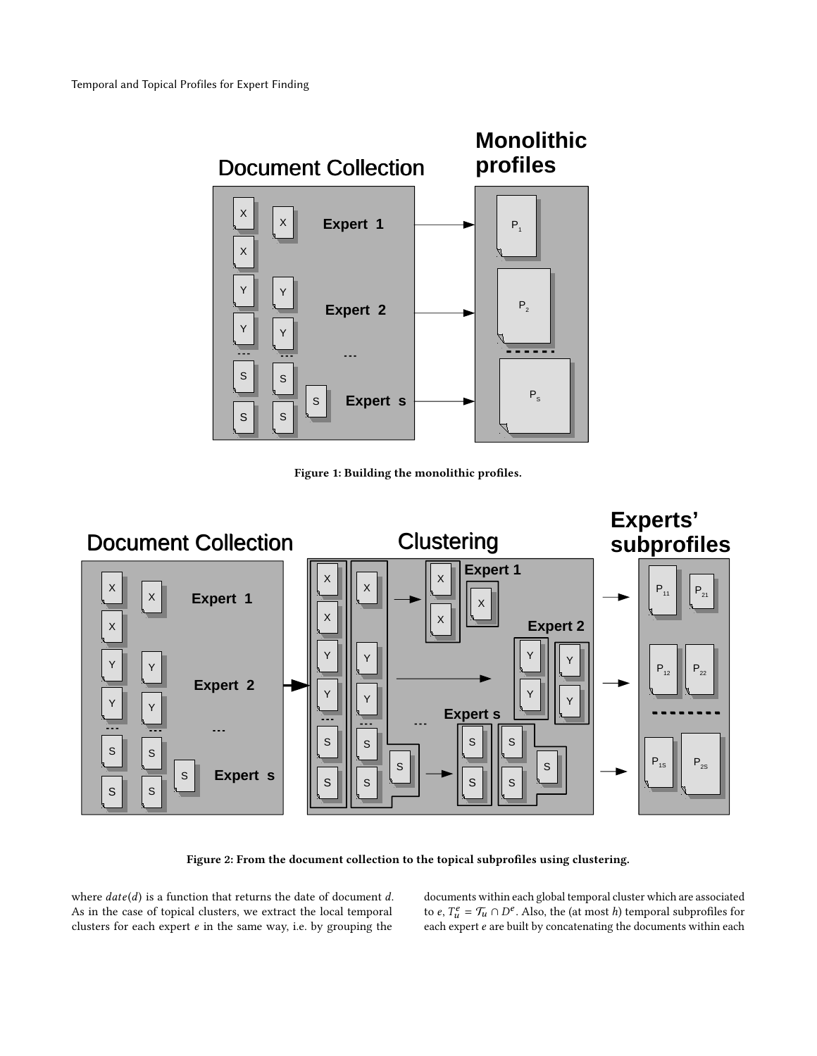Figure 1: Building the monolithic profiles.

Figure 2: From the document collection to the topical subprofiles using clustering.

where $date(d)$ is a function that returns the date of document $d$. As in the case of topical clusters, we extract the local temporal clusters for each expert $e$ in the same way, i.e. by grouping the documents within each global temporal cluster which are associated to $e$, $T_u^e = \mathcal{T}_u \cap D^e$. Also, the (at most $h$) temporal subprofiles for each expert $e$ are built by concatenating the documents within each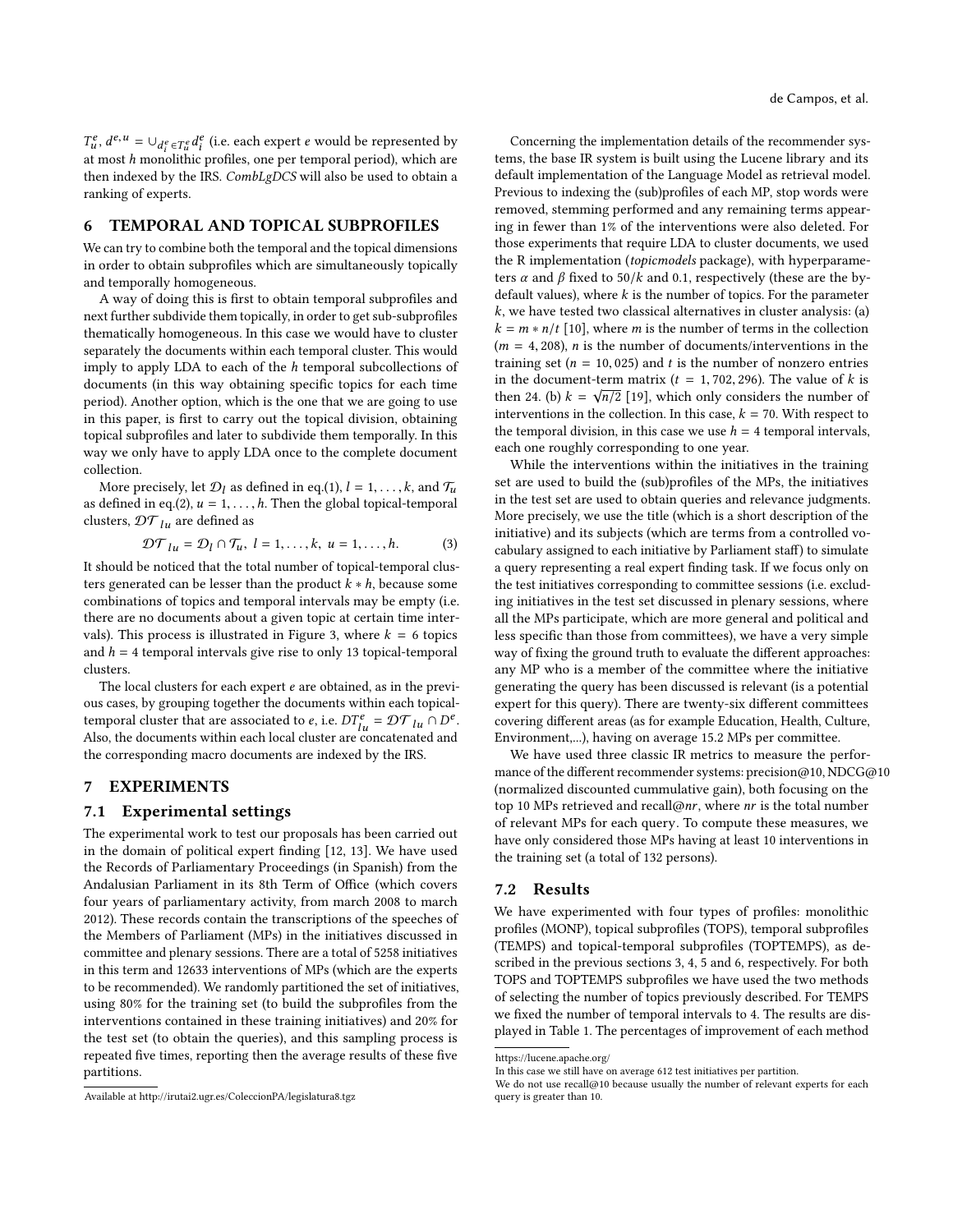$T_u^e$, $d^{e,u} = \cup_{d_i^e \in T_u^e} d_i^e$ (i.e. each expert $e$ would be represented by at most $h$ monolithic profiles, one per temporal period), which are then indexed by the IRS. *CombLgDCS* will also be used to obtain a ranking of experts.

## 6 TEMPORAL AND TOPICAL SUBPROFILES

We can try to combine both the temporal and the topical dimensions in order to obtain subprofiles which are simultaneously topically and temporally homogeneous.

A way of doing this is first to obtain temporal subprofiles and next further subdivide them topically, in order to get sub-subprofiles thematically homogeneous. In this case we would have to cluster separately the documents within each temporal cluster. This would imply to apply LDA to each of the $h$ temporal subcollections of documents (in this way obtaining specific topics for each time period). Another option, which is the one that we are going to use in this paper, is first to carry out the topical division, obtaining topical subprofiles and later to subdivide them temporally. In this way we only have to apply LDA once to the complete document collection.

More precisely, let $\mathcal{D}_l$ as defined in eq.(1), $l = 1, \ldots, k$, and $\mathcal{T}_u$ as defined in eq.(2), $u = 1, \ldots, h$. Then the global topical-temporal clusters, $\mathcal{DT}_{lu}$ are defined as

$$\mathcal{DT}_{lu} = \mathcal{D}_l \cap \mathcal{T}_u, \; l = 1, \ldots, k, \; u = 1, \ldots, h. \tag{3}$$

It should be noticed that the total number of topical-temporal clusters generated can be lesser than the product $k * h$, because some combinations of topics and temporal intervals may be empty (i.e. there are no documents about a given topic at certain time intervals). This process is illustrated in Figure 3, where $k = 6$ topics and $h = 4$ temporal intervals give rise to only 13 topical-temporal clusters.

The local clusters for each expert $e$ are obtained, as in the previous cases, by grouping together the documents within each topical-temporal cluster that are associated to $e$, i.e. $DT_{lu}^e = \mathcal{DT}_{lu} \cap D^e$. Also, the documents within each local cluster are concatenated and the corresponding macro documents are indexed by the IRS.

## 7 EXPERIMENTS

### 7.1 Experimental settings

The experimental work to test our proposals has been carried out in the domain of political expert finding [12, 13]. We have used the Records of Parliamentary Proceedings (in Spanish) from the Andalusian Parliament in its 8th Term of Office (which covers four years of parliamentary activity, from march 2008 to march 2012). These records contain the transcriptions of the speeches of the Members of Parliament (MPs) in the initiatives discussed in committee and plenary sessions. There are a total of 5258 initiatives in this term and 12633 interventions of MPs (which are the experts to be recommended). We randomly partitioned the set of initiatives, using 80% for the training set (to build the subprofiles from the interventions contained in these training initiatives) and 20% for the test set (to obtain the queries), and this sampling process is repeated five times, reporting then the average results of these five partitions.

Concerning the implementation details of the recommender systems, the base IR system is built using the Lucene library and its default implementation of the Language Model as retrieval model. Previous to indexing the (sub)profiles of each MP, stop words were removed, stemming performed and any remaining terms appearing in fewer than 1% of the interventions were also deleted. For those experiments that require LDA to cluster documents, we used the R implementation (*topicmodels* package), with hyperparameters $\alpha$ and $\beta$ fixed to $50/k$ and 0.1, respectively (these are the by-default values), where $k$ is the number of topics. For the parameter $k$, we have tested two classical alternatives in cluster analysis: (a) $k = m * n/t$ [10], where $m$ is the number of terms in the collection ($m = 4,208$), $n$ is the number of documents/interventions in the training set ($n = 10,025$) and $t$ is the number of nonzero entries in the document-term matrix ($t = 1,702,296$). The value of $k$ is then 24. (b) $k = \sqrt{n/2}$ [19], which only considers the number of interventions in the collection. In this case, $k = 70$. With respect to the temporal division, in this case we use $h = 4$ temporal intervals, each one roughly corresponding to one year.

While the interventions within the initiatives in the training set are used to build the (sub)profiles of the MPs, the initiatives in the test set are used to obtain queries and relevance judgments. More precisely, we use the title (which is a short description of the initiative) and its subjects (which are terms from a controlled vocabulary assigned to each initiative by Parliament staff) to simulate a query representing a real expert finding task. If we focus only on the test initiatives corresponding to committee sessions (i.e. excluding initiatives in the test set discussed in plenary sessions, where all the MPs participate, which are more general and political and less specific than those from committees), we have a very simple way of fixing the ground truth to evaluate the different approaches: any MP who is a member of the committee where the initiative generating the query has been discussed is relevant (is a potential expert for this query). There are twenty-six different committees covering different areas (as for example Education, Health, Culture, Environment,...), having on average 15.2 MPs per committee.

We have used three classic IR metrics to measure the performance of the different recommender systems: precision@10, NDCG@10 (normalized discounted cummulative gain), both focusing on the top 10 MPs retrieved and recall@*nr*, where *nr* is the total number of relevant MPs for each query. To compute these measures, we have only considered those MPs having at least 10 interventions in the training set (a total of 132 persons).

### 7.2 Results

We have experimented with four types of profiles: monolithic profiles (MONP), topical subprofiles (TOPS), temporal subprofiles (TEMPS) and topical-temporal subprofiles (TOPTEMPS), as described in the previous sections 3, 4, 5 and 6, respectively. For both TOPS and TOPTEMPS subprofiles we have used the two methods of selecting the number of topics previously described. For TEMPS we fixed the number of temporal intervals to 4. The results are displayed in Table 1. The percentages of improvement of each method

---

Available at http://irutai2.ugr.es/ColeccionPA/legislatura8.tgz

https://lucene.apache.org/

In this case we still have on average 612 test initiatives per partition.

We do not use recall@10 because usually the number of relevant experts for each query is greater than 10.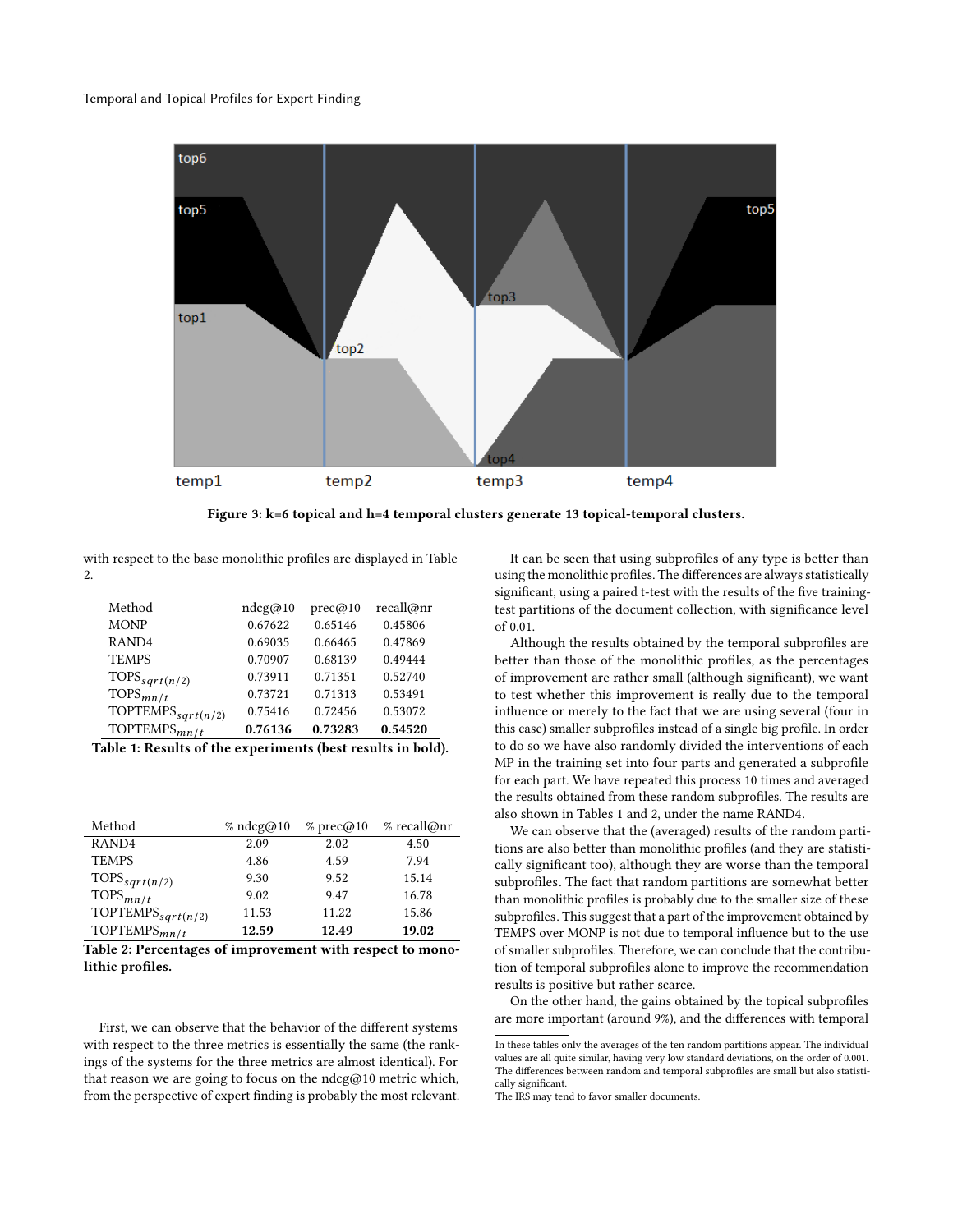Figure 3: k=6 topical and h=4 temporal clusters generate 13 topical-temporal clusters.

with respect to the base monolithic profiles are displayed in Table 2.

| Method | ndcg@10 | prec@10 | recall@nr |
|---|---|---|---|
| MONP | 0.67622 | 0.65146 | 0.45806 |
| RAND4 | 0.69035 | 0.66465 | 0.47869 |
| TEMPS | 0.70907 | 0.68139 | 0.49444 |
| $\text{TOPS}_{sqrt(n/2)}$ | 0.73911 | 0.71351 | 0.52740 |
| $\text{TOPS}_{mn/t}$ | 0.73721 | 0.71313 | 0.53491 |
| $\text{TOPTEMPS}_{sqrt(n/2)}$ | 0.75416 | 0.72456 | 0.53072 |
| $\text{TOPTEMPS}_{mn/t}$ | **0.76136** | **0.73283** | **0.54520** |

**Table 1: Results of the experiments (best results in bold).**

| Method | % ndcg@10 | % prec@10 | % recall@nr |
|---|---|---|---|
| RAND4 | 2.09 | 2.02 | 4.50 |
| TEMPS | 4.86 | 4.59 | 7.94 |
| $\text{TOPS}_{sqrt(n/2)}$ | 9.30 | 9.52 | 15.14 |
| $\text{TOPS}_{mn/t}$ | 9.02 | 9.47 | 16.78 |
| $\text{TOPTEMPS}_{sqrt(n/2)}$ | 11.53 | 11.22 | 15.86 |
| $\text{TOPTEMPS}_{mn/t}$ | **12.59** | **12.49** | **19.02** |

**Table 2: Percentages of improvement with respect to monolithic profiles.**

First, we can observe that the behavior of the different systems with respect to the three metrics is essentially the same (the rankings of the systems for the three metrics are almost identical). For that reason we are going to focus on the ndcg@10 metric which, from the perspective of expert finding is probably the most relevant.

It can be seen that using subprofiles of any type is better than using the monolithic profiles. The differences are always statistically significant, using a paired t-test with the results of the five training-test partitions of the document collection, with significance level of 0.01.

Although the results obtained by the temporal subprofiles are better than those of the monolithic profiles, as the percentages of improvement are rather small (although significant), we want to test whether this improvement is really due to the temporal influence or merely to the fact that we are using several (four in this case) smaller subprofiles instead of a single big profile. In order to do so we have also randomly divided the interventions of each MP in the training set into four parts and generated a subprofile for each part. We have repeated this process 10 times and averaged the results obtained from these random subprofiles. The results are also shown in Tables 1 and 2, under the name RAND4.

We can observe that the (averaged) results of the random partitions are also better than monolithic profiles (and they are statistically significant too), although they are worse than the temporal subprofiles. The fact that random partitions are somewhat better than monolithic profiles is probably due to the smaller size of these subprofiles. This suggest that a part of the improvement obtained by TEMPS over MONP is not due to temporal influence but to the use of smaller subprofiles. Therefore, we can conclude that the contribution of temporal subprofiles alone to improve the recommendation results is positive but rather scarce.

On the other hand, the gains obtained by the topical subprofiles are more important (around 9%), and the differences with temporal

In these tables only the averages of the ten random partitions appear. The individual values are all quite similar, having very low standard deviations, on the order of 0.001. The differences between random and temporal subprofiles are small but also statistically significant.

The IRS may tend to favor smaller documents.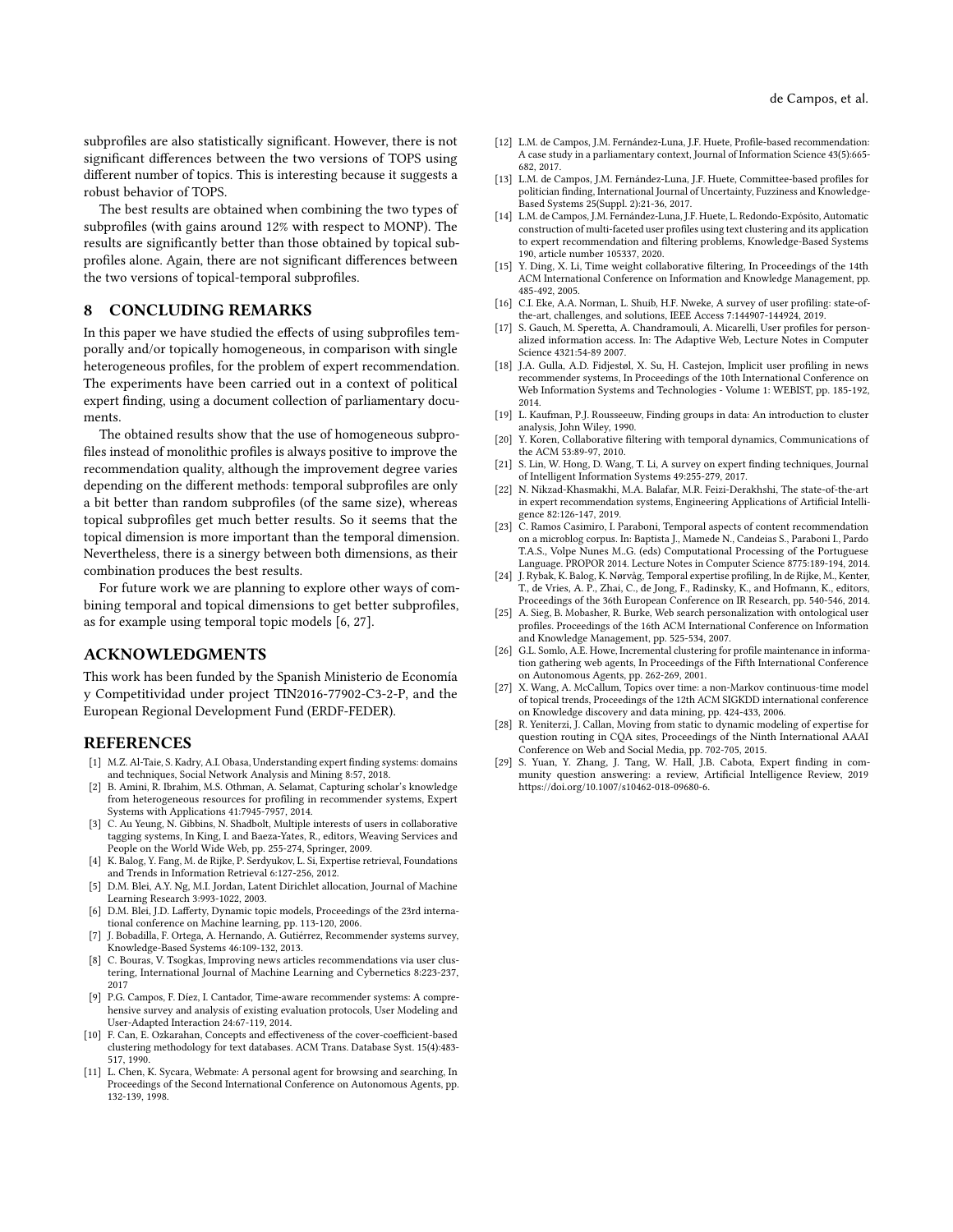subprofiles are also statistically significant. However, there is not significant differences between the two versions of TOPS using different number of topics. This is interesting because it suggests a robust behavior of TOPS.

The best results are obtained when combining the two types of subprofiles (with gains around 12% with respect to MONP). The results are significantly better than those obtained by topical subprofiles alone. Again, there are not significant differences between the two versions of topical-temporal subprofiles.

## 8 CONCLUDING REMARKS

In this paper we have studied the effects of using subprofiles temporally and/or topically homogeneous, in comparison with single heterogeneous profiles, for the problem of expert recommendation. The experiments have been carried out in a context of political expert finding, using a document collection of parliamentary documents.

The obtained results show that the use of homogeneous subprofiles instead of monolithic profiles is always positive to improve the recommendation quality, although the improvement degree varies depending on the different methods: temporal subprofiles are only a bit better than random subprofiles (of the same size), whereas topical subprofiles get much better results. So it seems that the topical dimension is more important than the temporal dimension. Nevertheless, there is a sinergy between both dimensions, as their combination produces the best results.

For future work we are planning to explore other ways of combining temporal and topical dimensions to get better subprofiles, as for example using temporal topic models [6, 27].

## ACKNOWLEDGMENTS

This work has been funded by the Spanish Ministerio de Economía y Competitividad under project TIN2016-77902-C3-2-P, and the European Regional Development Fund (ERDF-FEDER).

## REFERENCES

- [1] M.Z. Al-Taie, S. Kadry, A.I. Obasa, Understanding expert finding systems: domains and techniques, Social Network Analysis and Mining 8:57, 2018.
- [2] B. Amini, R. Ibrahim, M.S. Othman, A. Selamat, Capturing scholar's knowledge from heterogeneous resources for profiling in recommender systems, Expert Systems with Applications 41:7945-7957, 2014.
- [3] C. Au Yeung, N. Gibbins, N. Shadbolt, Multiple interests of users in collaborative tagging systems, In King, I. and Baeza-Yates, R., editors, Weaving Services and People on the World Wide Web, pp. 255-274, Springer, 2009.
- [4] K. Balog, Y. Fang, M. de Rijke, P. Serdyukov, L. Si, Expertise retrieval, Foundations and Trends in Information Retrieval 6:127-256, 2012.
- [5] D.M. Blei, A.Y. Ng, M.I. Jordan, Latent Dirichlet allocation, Journal of Machine Learning Research 3:993-1022, 2003.
- [6] D.M. Blei, J.D. Lafferty, Dynamic topic models, Proceedings of the 23rd international conference on Machine learning, pp. 113-120, 2006.
- [7] J. Bobadilla, F. Ortega, A. Hernando, A. Gutiérrez, Recommender systems survey, Knowledge-Based Systems 46:109-132, 2013.
- [8] C. Bouras, V. Tsogkas, Improving news articles recommendations via user clustering, International Journal of Machine Learning and Cybernetics 8:223-237, 2017
- [9] P.G. Campos, F. Díez, I. Cantador, Time-aware recommender systems: A comprehensive survey and analysis of existing evaluation protocols, User Modeling and User-Adapted Interaction 24:67-119, 2014.
- [10] F. Can, E. Ozkarahan, Concepts and effectiveness of the cover-coefficient-based clustering methodology for text databases. ACM Trans. Database Syst. 15(4):483-517, 1990.
- [11] L. Chen, K. Sycara, Webmate: A personal agent for browsing and searching, In Proceedings of the Second International Conference on Autonomous Agents, pp. 132-139, 1998.
- [12] L.M. de Campos, J.M. Fernández-Luna, J.F. Huete, Profile-based recommendation: A case study in a parliamentary context, Journal of Information Science 43(5):665-682, 2017.
- [13] L.M. de Campos, J.M. Fernández-Luna, J.F. Huete, Committee-based profiles for politician finding, International Journal of Uncertainty, Fuzziness and Knowledge-Based Systems 25(Suppl. 2):21-36, 2017.
- [14] L.M. de Campos, J.M. Fernández-Luna, J.F. Huete, L. Redondo-Expósito, Automatic construction of multi-faceted user profiles using text clustering and its application to expert recommendation and filtering problems, Knowledge-Based Systems 190, article number 105337, 2020.
- [15] Y. Ding, X. Li, Time weight collaborative filtering, In Proceedings of the 14th ACM International Conference on Information and Knowledge Management, pp. 485-492, 2005.
- [16] C.I. Eke, A.A. Norman, L. Shuib, H.F. Nweke, A survey of user profiling: state-of-the-art, challenges, and solutions, IEEE Access 7:144907-144924, 2019.
- [17] S. Gauch, M. Speretta, A. Chandramouli, A. Micarelli, User profiles for personalized information access. In: The Adaptive Web, Lecture Notes in Computer Science 4321:54-89 2007.
- [18] J.A. Gulla, A.D. Fidjestøl, X. Su, H. Castejon, Implicit user profiling in news recommender systems, In Proceedings of the 10th International Conference on Web Information Systems and Technologies - Volume 1: WEBIST, pp. 185-192, 2014.
- [19] L. Kaufman, P.J. Rousseeuw, Finding groups in data: An introduction to cluster analysis, John Wiley, 1990.
- [20] Y. Koren, Collaborative filtering with temporal dynamics, Communications of the ACM 53:89-97, 2010.
- [21] S. Lin, W. Hong, D. Wang, T. Li, A survey on expert finding techniques, Journal of Intelligent Information Systems 49:255-279, 2017.
- [22] N. Nikzad-Khasmakhi, M.A. Balafar, M.R. Feizi-Derakhshi, The state-of-the-art in expert recommendation systems, Engineering Applications of Artificial Intelligence 82:126-147, 2019.
- [23] C. Ramos Casimiro, I. Paraboni, Temporal aspects of content recommendation on a microblog corpus. In: Baptista J., Mamede N., Candeias S., Paraboni I., Pardo T.A.S., Volpe Nunes M..G. (eds) Computational Processing of the Portuguese Language. PROPOR 2014. Lecture Notes in Computer Science 8775:189-194, 2014.
- [24] J. Rybak, K. Balog, K. Nørvåg, Temporal expertise profiling, In de Rijke, M., Kenter, T., de Vries, A. P., Zhai, C., de Jong, F., Radinsky, K., and Hofmann, K., editors, Proceedings of the 36th European Conference on IR Research, pp. 540-546, 2014.
- [25] A. Sieg, B. Mobasher, R. Burke, Web search personalization with ontological user profiles. Proceedings of the 16th ACM International Conference on Information and Knowledge Management, pp. 525-534, 2007.
- [26] G.L. Somlo, A.E. Howe, Incremental clustering for profile maintenance in information gathering web agents, In Proceedings of the Fifth International Conference on Autonomous Agents, pp. 262-269, 2001.
- [27] X. Wang, A. McCallum, Topics over time: a non-Markov continuous-time model of topical trends, Proceedings of the 12th ACM SIGKDD international conference on Knowledge discovery and data mining, pp. 424-433, 2006.
- [28] R. Yeniterzi, J. Callan, Moving from static to dynamic modeling of expertise for question routing in CQA sites, Proceedings of the Ninth International AAAI Conference on Web and Social Media, pp. 702-705, 2015.
- [29] S. Yuan, Y. Zhang, J. Tang, W. Hall, J.B. Cabota, Expert finding in community question answering: a review, Artificial Intelligence Review, 2019 https://doi.org/10.1007/s10462-018-09680-6.